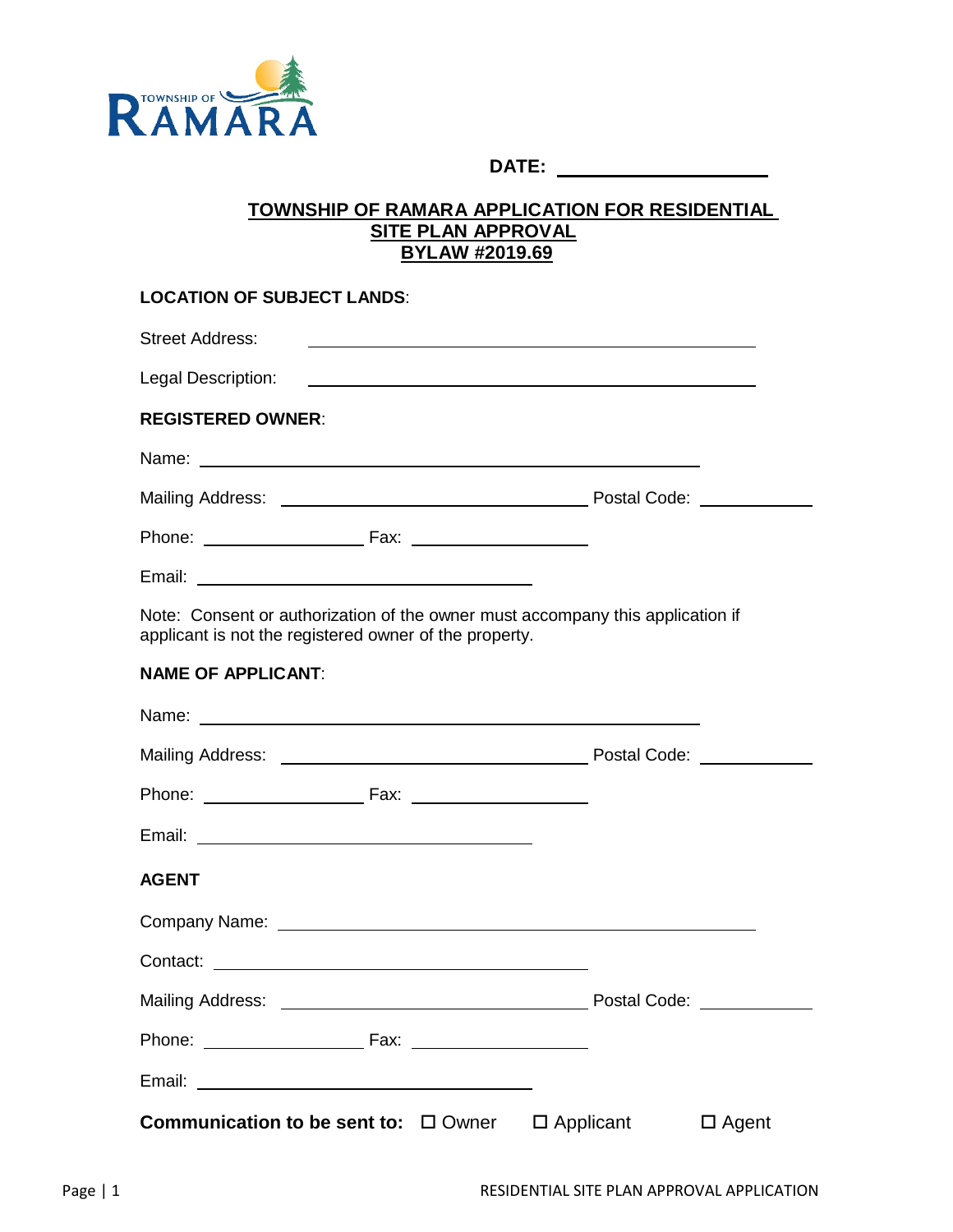DATE: ____________________

# TOWNSHIP OF RAMARA APPLICATION FOR RESIDENTIAL SITE PLAN APPROVAL BYLAW #2019.69

**LOCATION OF SUBJECT LANDS**:

Street Address: ____________________

Legal Description: ____________________

**REGISTERED OWNER**:

Name: ____________________

Mailing Address: ____________________ Postal Code: ____________

Phone: ____________ Fax: ____________

Email: ____________________

Note: Consent or authorization of the owner must accompany this application if applicant is not the registered owner of the property.

**NAME OF APPLICANT**:

Name: ____________________

Mailing Address: ____________________ Postal Code: ____________

Phone: ____________ Fax: ____________

Email: ____________________

**AGENT**

Company Name: ____________________

Contact: ____________________

Mailing Address: ____________________ Postal Code: ____________

Phone: ____________ Fax: ____________

Email: ____________________

**Communication to be sent to:** ☐ Owner ☐ Applicant ☐ Agent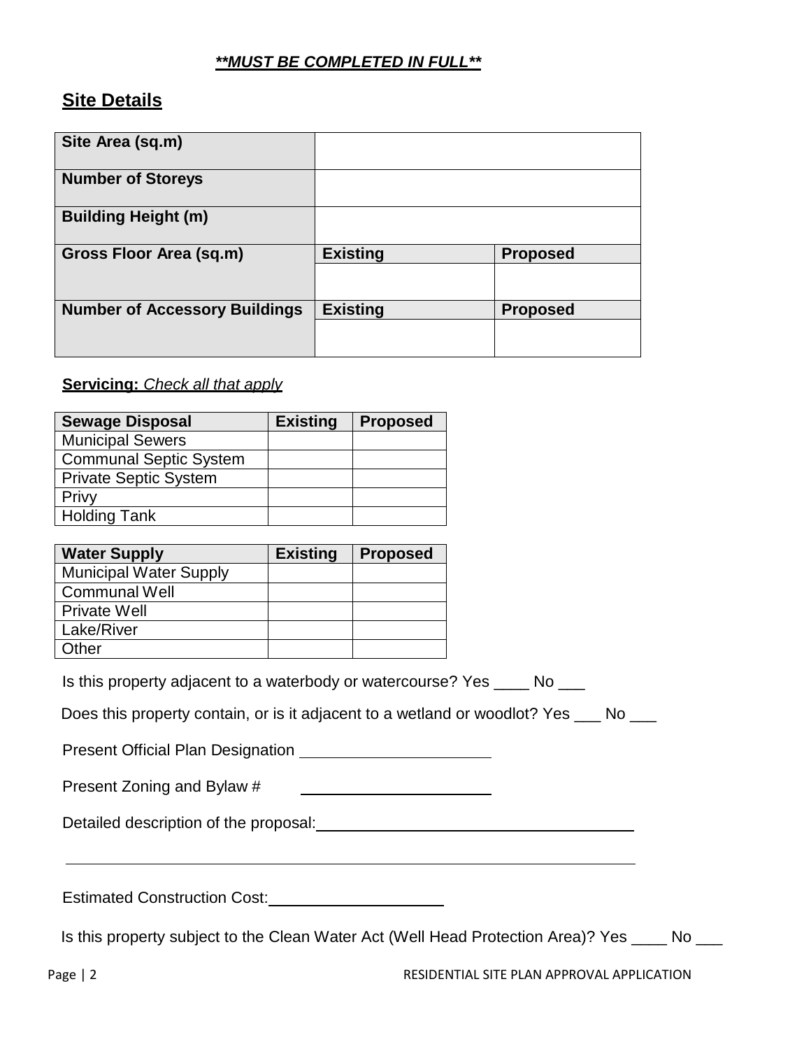***\*\*MUST BE COMPLETED IN FULL\*\****

## Site Details

| | | |
|---|---|---|
| **Site Area (sq.m)** | | |
| **Number of Storeys** | | |
| **Building Height (m)** | | |
| **Gross Floor Area (sq.m)** | **Existing** | **Proposed** |
| | | |
| **Number of Accessory Buildings** | **Existing** | **Proposed** |
| | | |

**Servicing:** *Check all that apply*

| Sewage Disposal | Existing | Proposed |
|---|---|---|
| Municipal Sewers | | |
| Communal Septic System | | |
| Private Septic System | | |
| Privy | | |
| Holding Tank | | |

| Water Supply | Existing | Proposed |
|---|---|---|
| Municipal Water Supply | | |
| Communal Well | | |
| Private Well | | |
| Lake/River | | |
| Other | | |

Is this property adjacent to a waterbody or watercourse? Yes ____ No ___

Does this property contain, or is it adjacent to a wetland or woodlot? Yes ___ No ___

Present Official Plan Designation ______________________

Present Zoning and Bylaw # ______________________

Detailed description of the proposal: ______________________________________

______________________________________________________________________

Estimated Construction Cost: ____________________

Is this property subject to the Clean Water Act (Well Head Protection Area)? Yes ____ No ___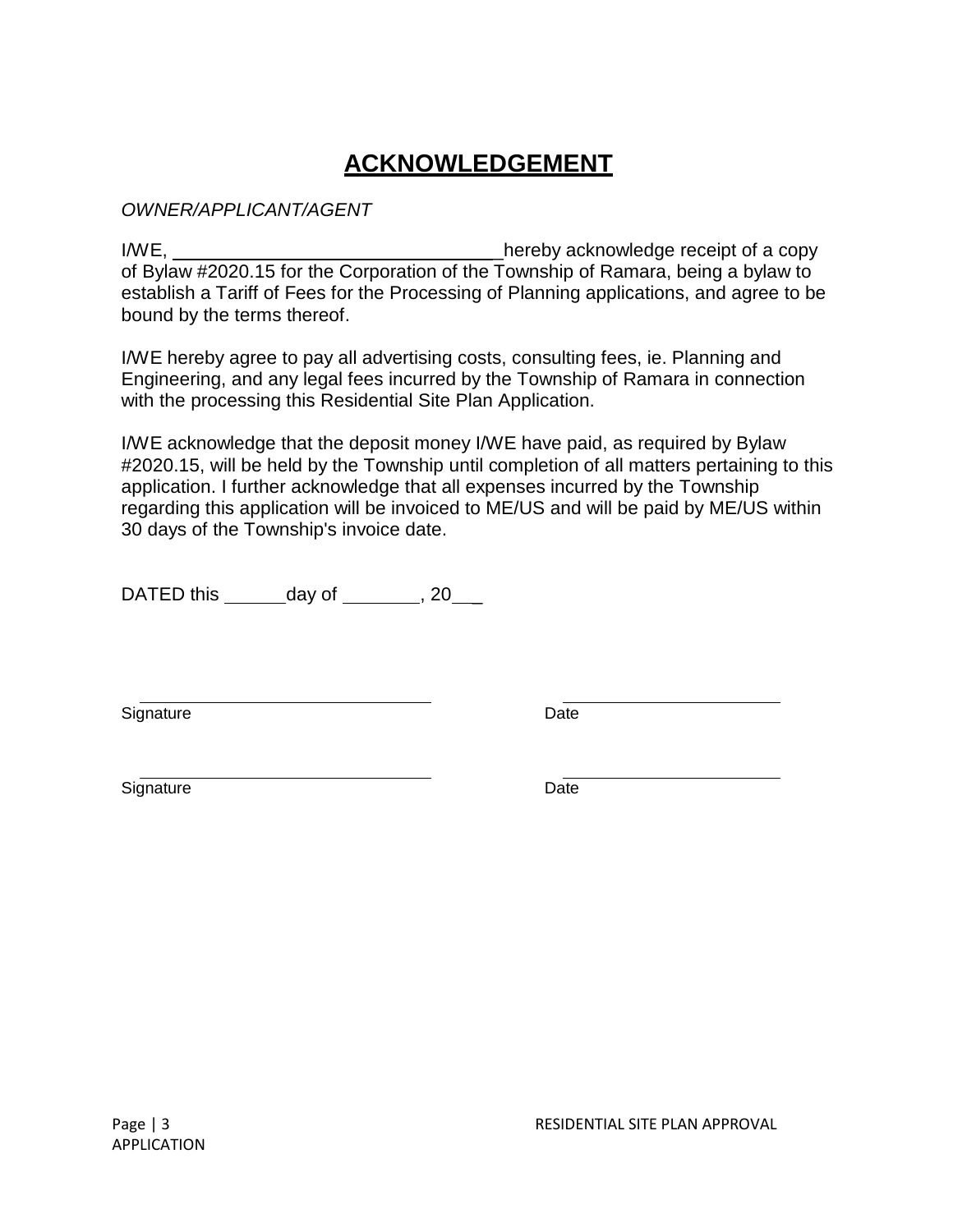# ACKNOWLEDGEMENT

*OWNER/APPLICANT/AGENT*

I/WE, ________________________________ hereby acknowledge receipt of a copy of Bylaw #2020.15 for the Corporation of the Township of Ramara, being a bylaw to establish a Tariff of Fees for the Processing of Planning applications, and agree to be bound by the terms thereof.

I/WE hereby agree to pay all advertising costs, consulting fees, ie. Planning and Engineering, and any legal fees incurred by the Township of Ramara in connection with the processing this Residential Site Plan Application.

I/WE acknowledge that the deposit money I/WE have paid, as required by Bylaw #2020.15, will be held by the Township until completion of all matters pertaining to this application. I further acknowledge that all expenses incurred by the Township regarding this application will be invoiced to ME/US and will be paid by ME/US within 30 days of the Township's invoice date.

DATED this ______ day of ________, 20___

________________________________ ________________________
Signature Date

________________________________ ________________________
Signature Date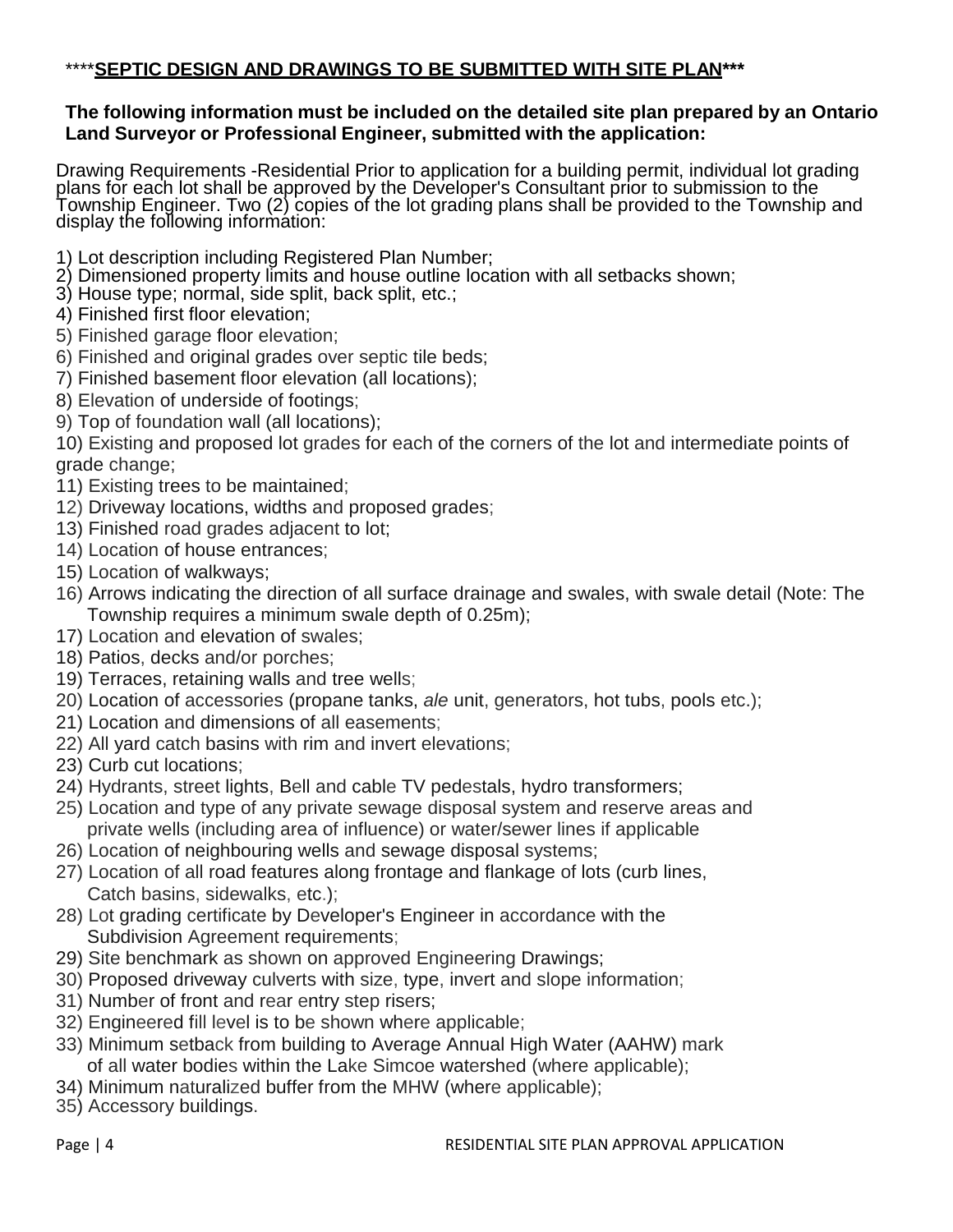\*\*\*\***SEPTIC DESIGN AND DRAWINGS TO BE SUBMITTED WITH SITE PLAN\*\*\***

**The following information must be included on the detailed site plan prepared by an Ontario Land Surveyor or Professional Engineer, submitted with the application:**

Drawing Requirements -Residential Prior to application for a building permit, individual lot grading plans for each lot shall be approved by the Developer's Consultant prior to submission to the Township Engineer. Two (2) copies of the lot grading plans shall be provided to the Township and display the following information:

1) Lot description including Registered Plan Number;
2) Dimensioned property limits and house outline location with all setbacks shown;
3) House type; normal, side split, back split, etc.;
4) Finished first floor elevation;
5) Finished garage floor elevation;
6) Finished and original grades over septic tile beds;
7) Finished basement floor elevation (all locations);
8) Elevation of underside of footings;
9) Top of foundation wall (all locations);
10) Existing and proposed lot grades for each of the corners of the lot and intermediate points of grade change;
11) Existing trees to be maintained;
12) Driveway locations, widths and proposed grades;
13) Finished road grades adjacent to lot;
14) Location of house entrances;
15) Location of walkways;
16) Arrows indicating the direction of all surface drainage and swales, with swale detail (Note: The Township requires a minimum swale depth of 0.25m);
17) Location and elevation of swales;
18) Patios, decks and/or porches;
19) Terraces, retaining walls and tree wells;
20) Location of accessories (propane tanks, *a/c* unit, generators, hot tubs, pools etc.);
21) Location and dimensions of all easements;
22) All yard catch basins with rim and invert elevations;
23) Curb cut locations;
24) Hydrants, street lights, Bell and cable TV pedestals, hydro transformers;
25) Location and type of any private sewage disposal system and reserve areas and private wells (including area of influence) or water/sewer lines if applicable
26) Location of neighbouring wells and sewage disposal systems;
27) Location of all road features along frontage and flankage of lots (curb lines, Catch basins, sidewalks, etc.);
28) Lot grading certificate by Developer's Engineer in accordance with the Subdivision Agreement requirements;
29) Site benchmark as shown on approved Engineering Drawings;
30) Proposed driveway culverts with size, type, invert and slope information;
31) Number of front and rear entry step risers;
32) Engineered fill level is to be shown where applicable;
33) Minimum setback from building to Average Annual High Water (AAHW) mark of all water bodies within the Lake Simcoe watershed (where applicable);
34) Minimum naturalized buffer from the MHW (where applicable);
35) Accessory buildings.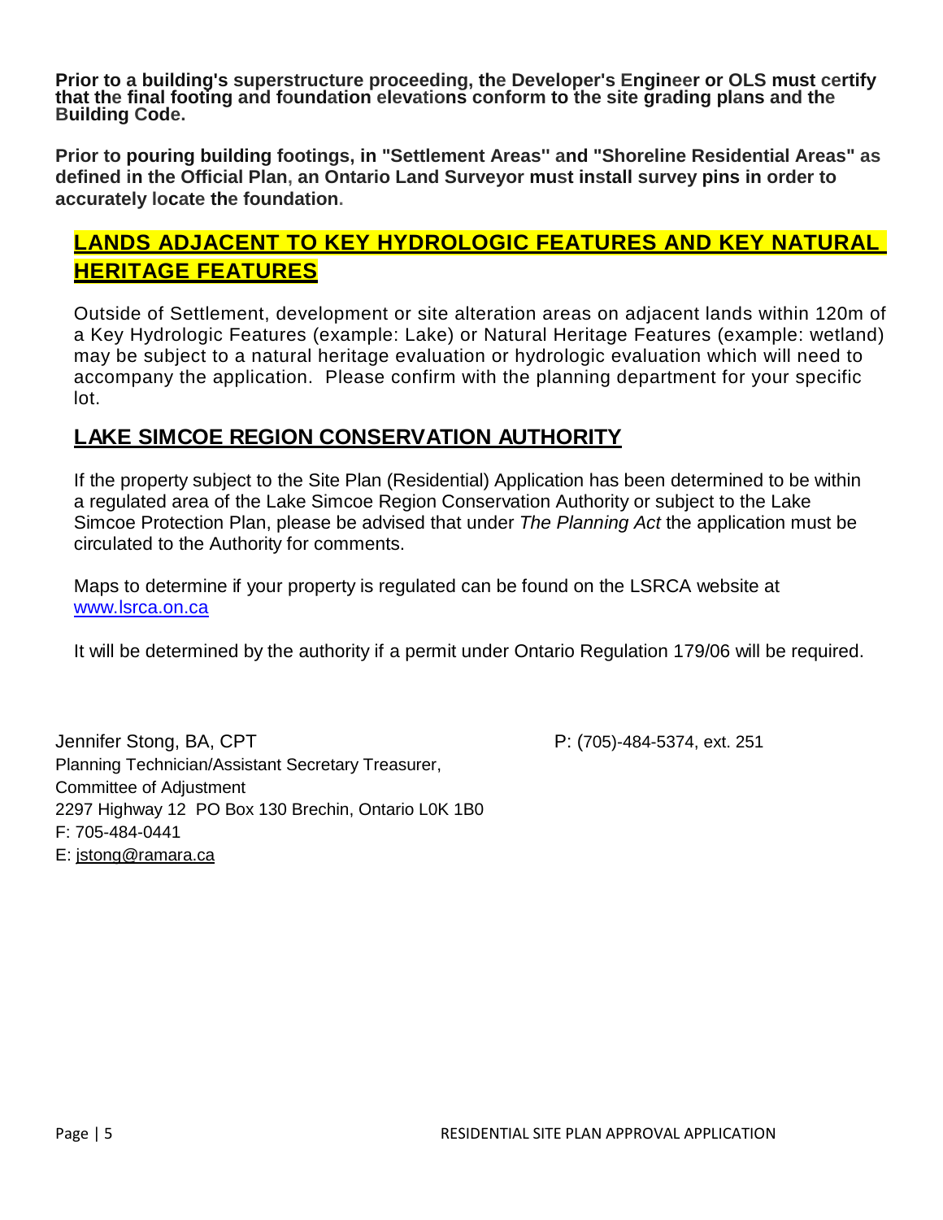**Prior to a building's superstructure proceeding, the Developer's Engineer or OLS must certify that the final footing and foundation elevations conform to the site grading plans and the Building Code.**

**Prior to pouring building footings, in "Settlement Areas" and "Shoreline Residential Areas" as defined in the Official Plan, an Ontario Land Surveyor must install survey pins in order to accurately locate the foundation.**

## LANDS ADJACENT TO KEY HYDROLOGIC FEATURES AND KEY NATURAL HERITAGE FEATURES

Outside of Settlement, development or site alteration areas on adjacent lands within 120m of a Key Hydrologic Features (example: Lake) or Natural Heritage Features (example: wetland) may be subject to a natural heritage evaluation or hydrologic evaluation which will need to accompany the application. Please confirm with the planning department for your specific lot.

## LAKE SIMCOE REGION CONSERVATION AUTHORITY

If the property subject to the Site Plan (Residential) Application has been determined to be within a regulated area of the Lake Simcoe Region Conservation Authority or subject to the Lake Simcoe Protection Plan, please be advised that under *The Planning Act* the application must be circulated to the Authority for comments.

Maps to determine if your property is regulated can be found on the LSRCA website at www.lsrca.on.ca

It will be determined by the authority if a permit under Ontario Regulation 179/06 will be required.

Jennifer Stong, BA, CPT
Planning Technician/Assistant Secretary Treasurer,
Committee of Adjustment
2297 Highway 12 PO Box 130 Brechin, Ontario L0K 1B0
F: 705-484-0441
E: jstong@ramara.ca

P: (705)-484-5374, ext. 251